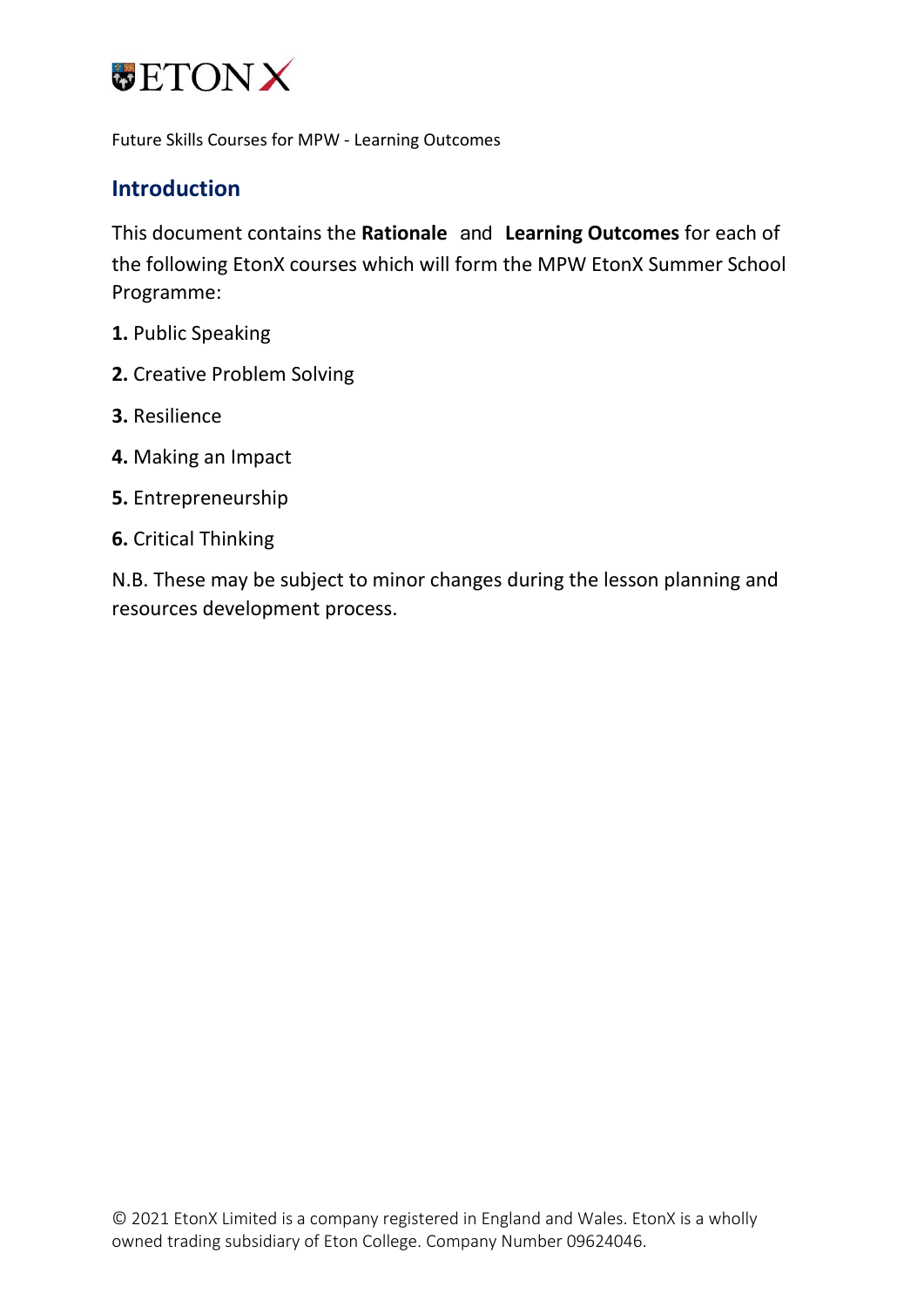# ETON X

Future Skills Courses for MPW - Learning Outcomes

## Introduction

This document contains the **Rationale** and **Learning Outcomes** for each of the following EtonX courses which will form the MPW EtonX Summer School Programme:

**1.** Public Speaking

**2.** Creative Problem Solving

**3.** Resilience

**4.** Making an Impact

**5.** Entrepreneurship

**6.** Critical Thinking

N.B. These may be subject to minor changes during the lesson planning and resources development process.

© 2021 EtonX Limited is a company registered in England and Wales. EtonX is a wholly owned trading subsidiary of Eton College. Company Number 09624046.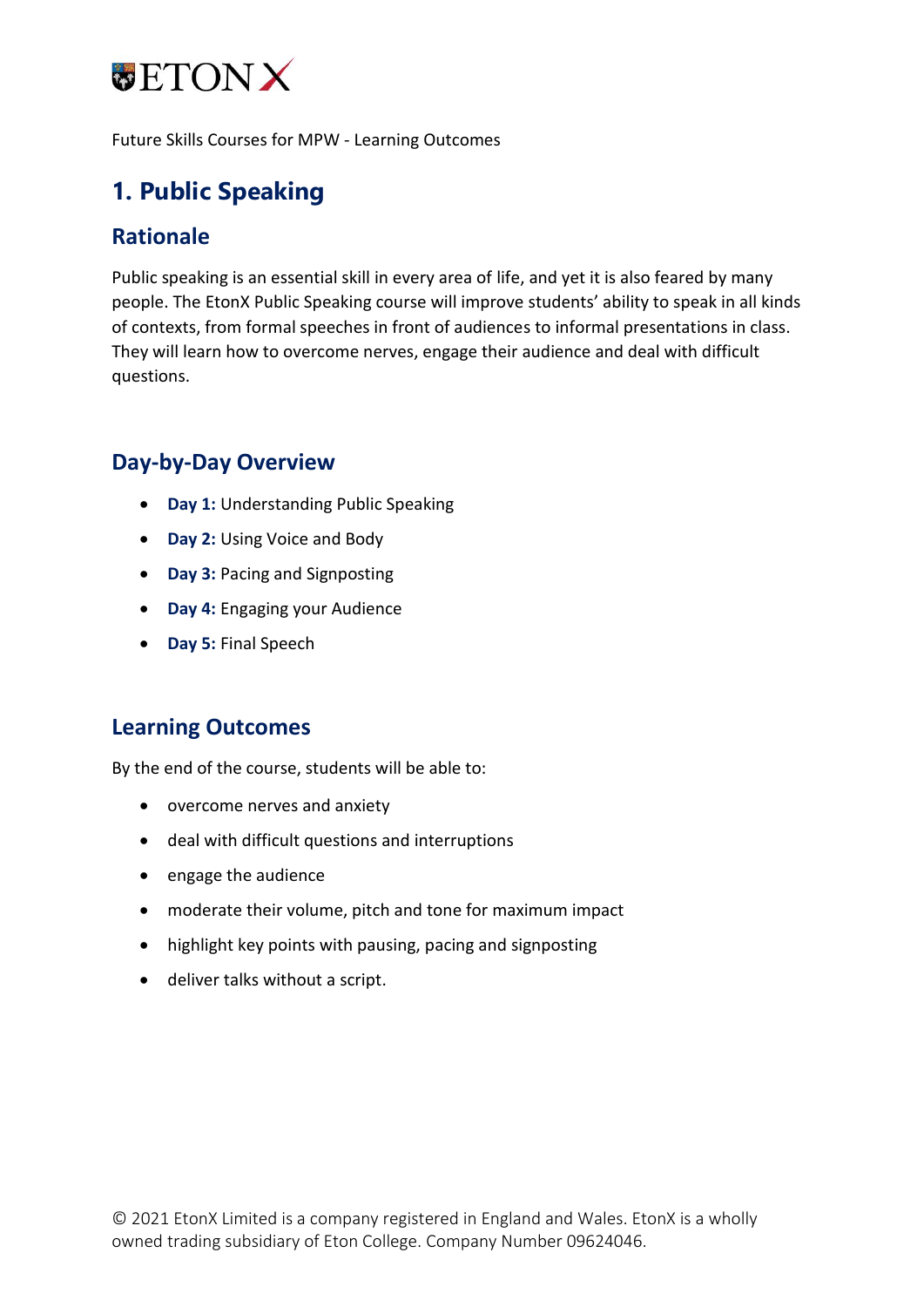Future Skills Courses for MPW - Learning Outcomes

# 1. Public Speaking

## Rationale

Public speaking is an essential skill in every area of life, and yet it is also feared by many people. The EtonX Public Speaking course will improve students' ability to speak in all kinds of contexts, from formal speeches in front of audiences to informal presentations in class. They will learn how to overcome nerves, engage their audience and deal with difficult questions.

## Day-by-Day Overview

- **Day 1:** Understanding Public Speaking
- **Day 2:** Using Voice and Body
- **Day 3:** Pacing and Signposting
- **Day 4:** Engaging your Audience
- **Day 5:** Final Speech

## Learning Outcomes

By the end of the course, students will be able to:

- overcome nerves and anxiety
- deal with difficult questions and interruptions
- engage the audience
- moderate their volume, pitch and tone for maximum impact
- highlight key points with pausing, pacing and signposting
- deliver talks without a script.

© 2021 EtonX Limited is a company registered in England and Wales. EtonX is a wholly owned trading subsidiary of Eton College. Company Number 09624046.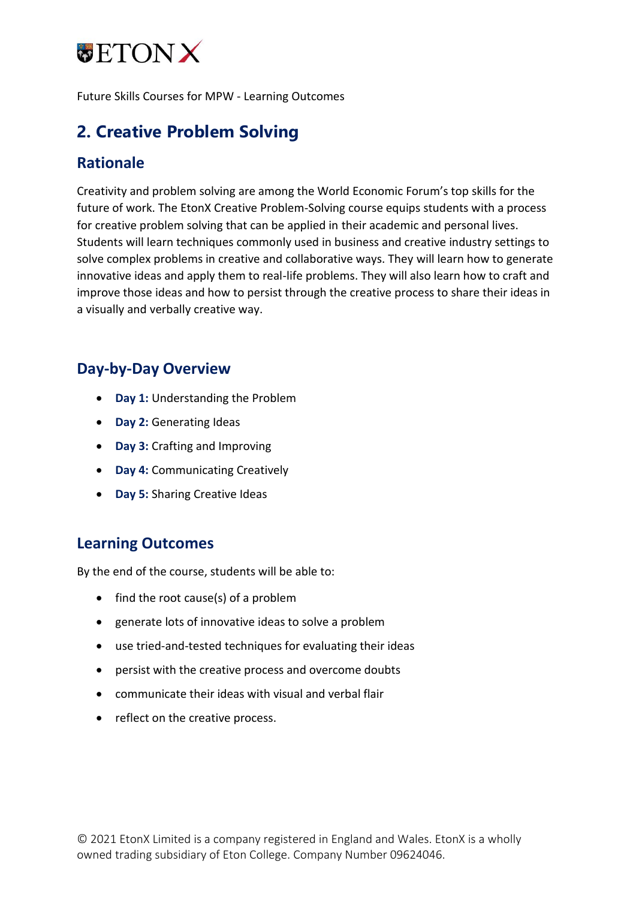Future Skills Courses for MPW - Learning Outcomes

## 2. Creative Problem Solving

### Rationale

Creativity and problem solving are among the World Economic Forum's top skills for the future of work. The EtonX Creative Problem-Solving course equips students with a process for creative problem solving that can be applied in their academic and personal lives. Students will learn techniques commonly used in business and creative industry settings to solve complex problems in creative and collaborative ways. They will learn how to generate innovative ideas and apply them to real-life problems. They will also learn how to craft and improve those ideas and how to persist through the creative process to share their ideas in a visually and verbally creative way.

### Day-by-Day Overview

- **Day 1:** Understanding the Problem
- **Day 2:** Generating Ideas
- **Day 3:** Crafting and Improving
- **Day 4:** Communicating Creatively
- **Day 5:** Sharing Creative Ideas

### Learning Outcomes

By the end of the course, students will be able to:

- find the root cause(s) of a problem
- generate lots of innovative ideas to solve a problem
- use tried-and-tested techniques for evaluating their ideas
- persist with the creative process and overcome doubts
- communicate their ideas with visual and verbal flair
- reflect on the creative process.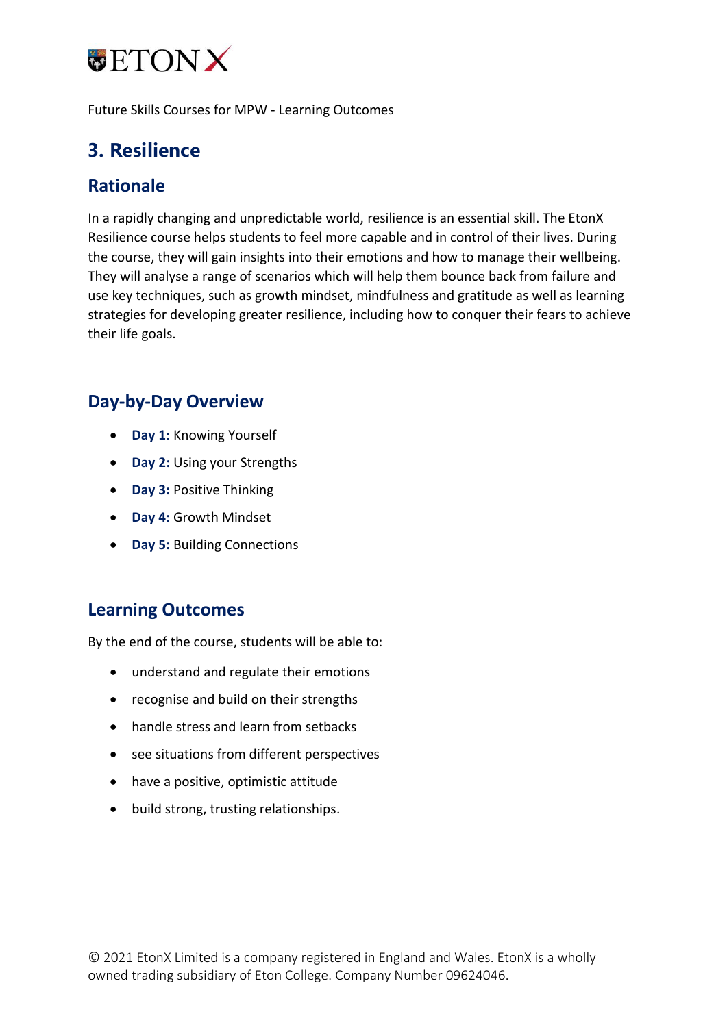Future Skills Courses for MPW - Learning Outcomes

## 3. Resilience

### Rationale

In a rapidly changing and unpredictable world, resilience is an essential skill. The EtonX Resilience course helps students to feel more capable and in control of their lives. During the course, they will gain insights into their emotions and how to manage their wellbeing. They will analyse a range of scenarios which will help them bounce back from failure and use key techniques, such as growth mindset, mindfulness and gratitude as well as learning strategies for developing greater resilience, including how to conquer their fears to achieve their life goals.

### Day-by-Day Overview

- **Day 1:** Knowing Yourself
- **Day 2:** Using your Strengths
- **Day 3:** Positive Thinking
- **Day 4:** Growth Mindset
- **Day 5:** Building Connections

### Learning Outcomes

By the end of the course, students will be able to:

- understand and regulate their emotions
- recognise and build on their strengths
- handle stress and learn from setbacks
- see situations from different perspectives
- have a positive, optimistic attitude
- build strong, trusting relationships.

© 2021 EtonX Limited is a company registered in England and Wales. EtonX is a wholly owned trading subsidiary of Eton College. Company Number 09624046.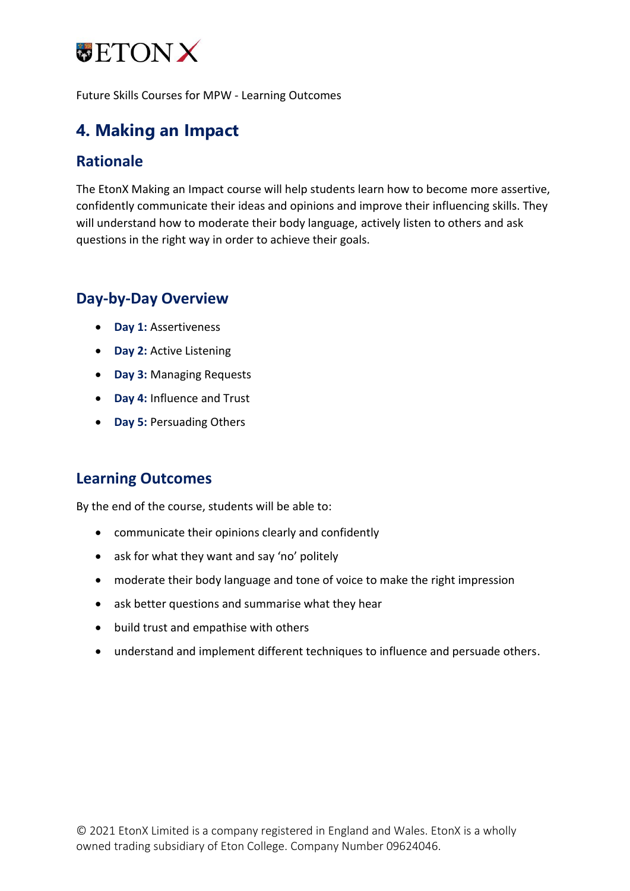Future Skills Courses for MPW - Learning Outcomes

## 4. Making an Impact

### Rationale

The EtonX Making an Impact course will help students learn how to become more assertive, confidently communicate their ideas and opinions and improve their influencing skills. They will understand how to moderate their body language, actively listen to others and ask questions in the right way in order to achieve their goals.

### Day-by-Day Overview

- **Day 1:** Assertiveness
- **Day 2:** Active Listening
- **Day 3:** Managing Requests
- **Day 4:** Influence and Trust
- **Day 5:** Persuading Others

### Learning Outcomes

By the end of the course, students will be able to:

- communicate their opinions clearly and confidently
- ask for what they want and say 'no' politely
- moderate their body language and tone of voice to make the right impression
- ask better questions and summarise what they hear
- build trust and empathise with others
- understand and implement different techniques to influence and persuade others.

© 2021 EtonX Limited is a company registered in England and Wales. EtonX is a wholly owned trading subsidiary of Eton College. Company Number 09624046.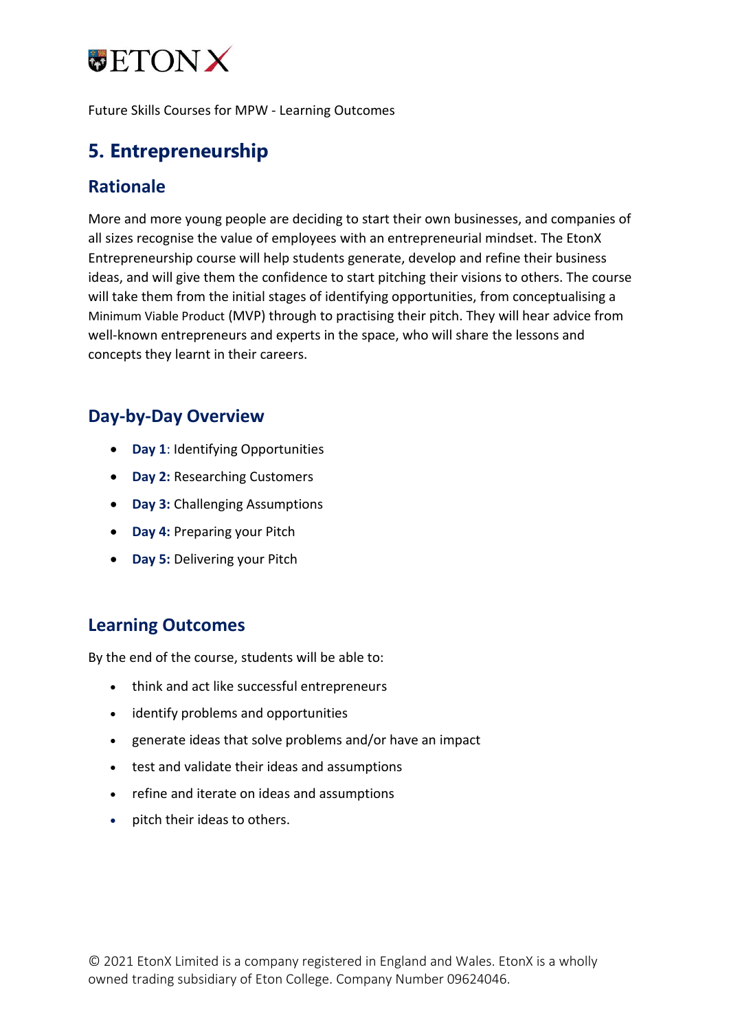Future Skills Courses for MPW - Learning Outcomes

## 5. Entrepreneurship

### Rationale

More and more young people are deciding to start their own businesses, and companies of all sizes recognise the value of employees with an entrepreneurial mindset. The EtonX Entrepreneurship course will help students generate, develop and refine their business ideas, and will give them the confidence to start pitching their visions to others. The course will take them from the initial stages of identifying opportunities, from conceptualising a Minimum Viable Product (MVP) through to practising their pitch. They will hear advice from well-known entrepreneurs and experts in the space, who will share the lessons and concepts they learnt in their careers.

### Day-by-Day Overview

- **Day 1**: Identifying Opportunities
- **Day 2:** Researching Customers
- **Day 3:** Challenging Assumptions
- **Day 4:** Preparing your Pitch
- **Day 5:** Delivering your Pitch

### Learning Outcomes

By the end of the course, students will be able to:

- think and act like successful entrepreneurs
- identify problems and opportunities
- generate ideas that solve problems and/or have an impact
- test and validate their ideas and assumptions
- refine and iterate on ideas and assumptions
- pitch their ideas to others.

© 2021 EtonX Limited is a company registered in England and Wales. EtonX is a wholly owned trading subsidiary of Eton College. Company Number 09624046.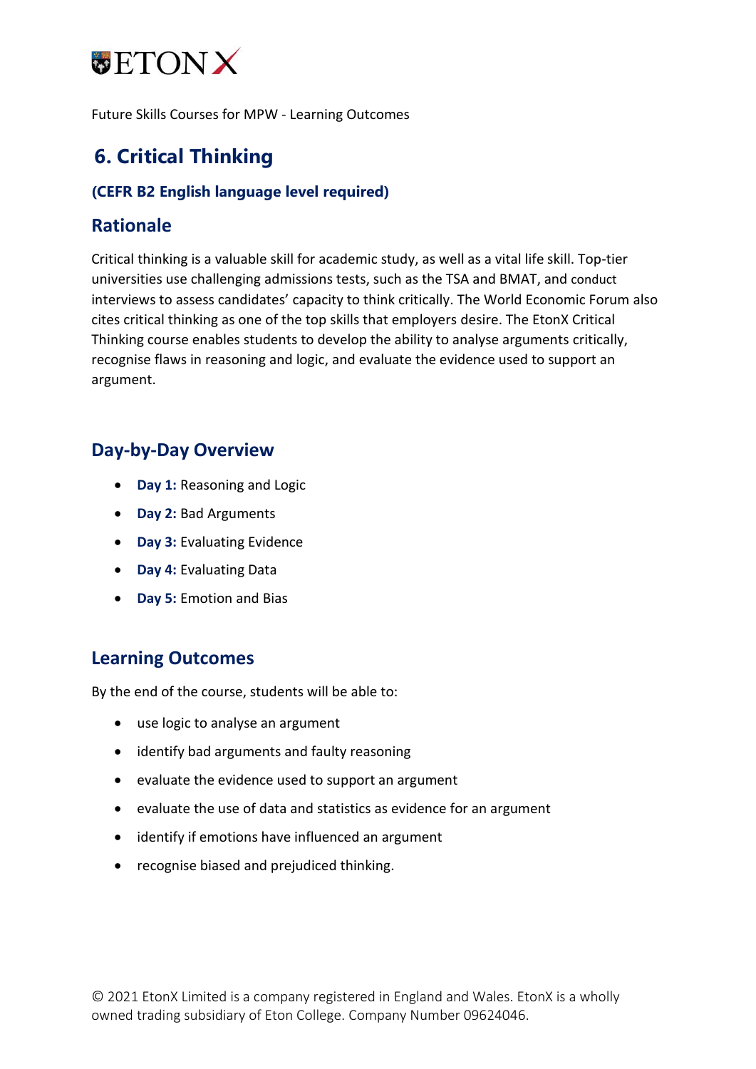ETON X

Future Skills Courses for MPW - Learning Outcomes

# 6. Critical Thinking

### (CEFR B2 English language level required)

## Rationale

Critical thinking is a valuable skill for academic study, as well as a vital life skill. Top-tier universities use challenging admissions tests, such as the TSA and BMAT, and conduct interviews to assess candidates' capacity to think critically. The World Economic Forum also cites critical thinking as one of the top skills that employers desire. The EtonX Critical Thinking course enables students to develop the ability to analyse arguments critically, recognise flaws in reasoning and logic, and evaluate the evidence used to support an argument.

## Day-by-Day Overview

- **Day 1:** Reasoning and Logic
- **Day 2:** Bad Arguments
- **Day 3:** Evaluating Evidence
- **Day 4:** Evaluating Data
- **Day 5:** Emotion and Bias

## Learning Outcomes

By the end of the course, students will be able to:

- use logic to analyse an argument
- identify bad arguments and faulty reasoning
- evaluate the evidence used to support an argument
- evaluate the use of data and statistics as evidence for an argument
- identify if emotions have influenced an argument
- recognise biased and prejudiced thinking.

© 2021 EtonX Limited is a company registered in England and Wales. EtonX is a wholly owned trading subsidiary of Eton College. Company Number 09624046.